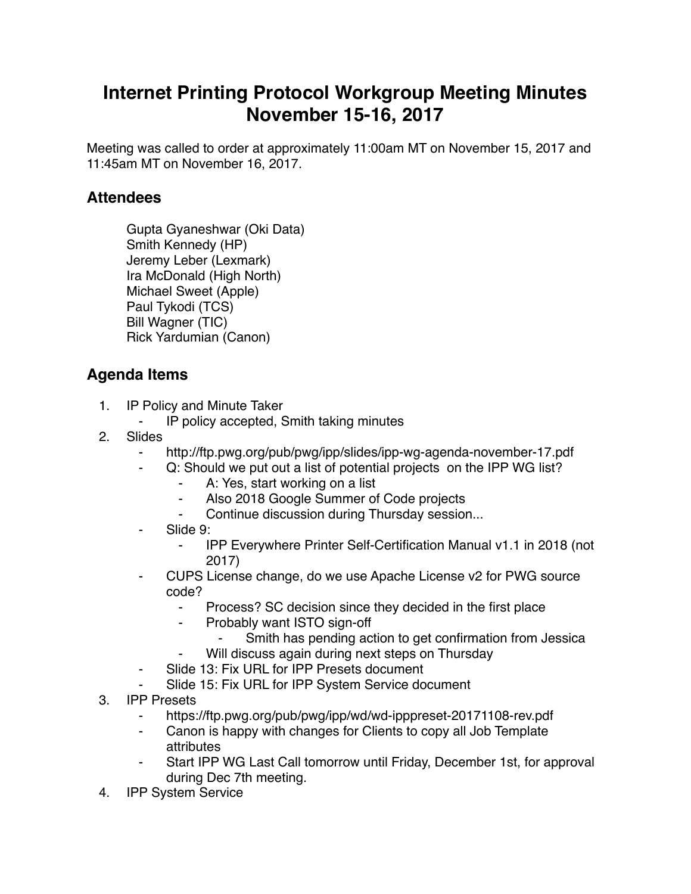# Internet Printing Protocol Workgroup Meeting Minutes November 15-16, 2017

Meeting was called to order at approximately 11:00am MT on November 15, 2017 and 11:45am MT on November 16, 2017.

## Attendees

Gupta Gyaneshwar (Oki Data)
Smith Kennedy (HP)
Jeremy Leber (Lexmark)
Ira McDonald (High North)
Michael Sweet (Apple)
Paul Tykodi (TCS)
Bill Wagner (TIC)
Rick Yardumian (Canon)

## Agenda Items

1. IP Policy and Minute Taker
    - IP policy accepted, Smith taking minutes
2. Slides
    - http://ftp.pwg.org/pub/pwg/ipp/slides/ipp-wg-agenda-november-17.pdf
    - Q: Should we put out a list of potential projects on the IPP WG list?
        - A: Yes, start working on a list
        - Also 2018 Google Summer of Code projects
        - Continue discussion during Thursday session...
    - Slide 9:
        - IPP Everywhere Printer Self-Certification Manual v1.1 in 2018 (not 2017)
    - CUPS License change, do we use Apache License v2 for PWG source code?
        - Process? SC decision since they decided in the first place
        - Probably want ISTO sign-off
            - Smith has pending action to get confirmation from Jessica
        - Will discuss again during next steps on Thursday
    - Slide 13: Fix URL for IPP Presets document
    - Slide 15: Fix URL for IPP System Service document
3. IPP Presets
    - https://ftp.pwg.org/pub/pwg/ipp/wd/wd-ipppreset-20171108-rev.pdf
    - Canon is happy with changes for Clients to copy all Job Template attributes
    - Start IPP WG Last Call tomorrow until Friday, December 1st, for approval during Dec 7th meeting.
4. IPP System Service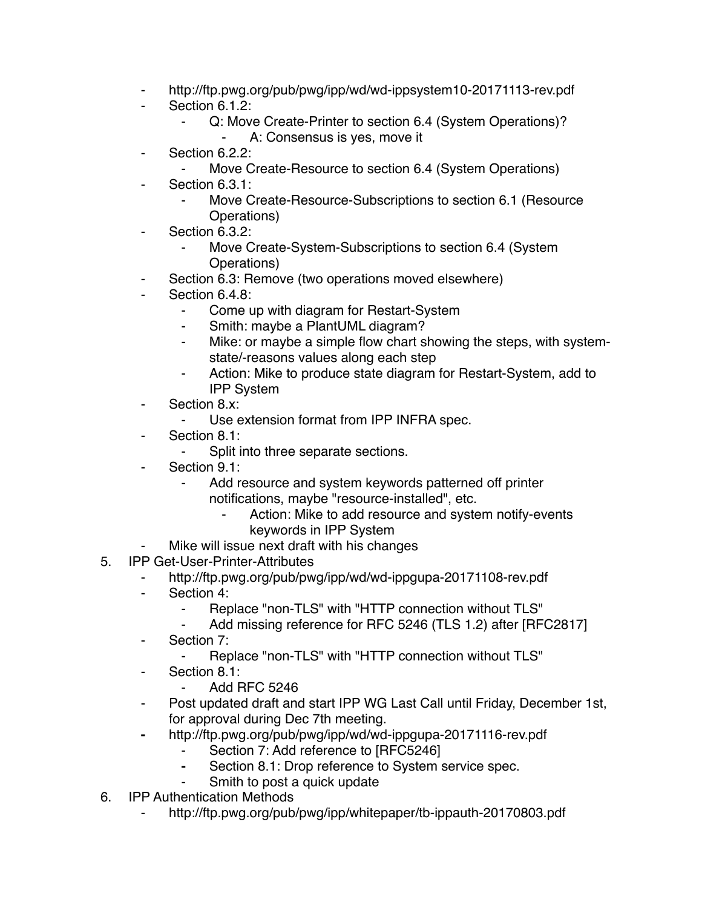- http://ftp.pwg.org/pub/pwg/ipp/wd/wd-ippsystem10-20171113-rev.pdf
- Section 6.1.2:
    - Q: Move Create-Printer to section 6.4 (System Operations)?
        - A: Consensus is yes, move it
- Section 6.2.2:
    - Move Create-Resource to section 6.4 (System Operations)
- Section 6.3.1:
    - Move Create-Resource-Subscriptions to section 6.1 (Resource Operations)
- Section 6.3.2:
    - Move Create-System-Subscriptions to section 6.4 (System Operations)
- Section 6.3: Remove (two operations moved elsewhere)
- Section 6.4.8:
    - Come up with diagram for Restart-System
    - Smith: maybe a PlantUML diagram?
    - Mike: or maybe a simple flow chart showing the steps, with system-state/-reasons values along each step
    - Action: Mike to produce state diagram for Restart-System, add to IPP System
- Section 8.x:
    - Use extension format from IPP INFRA spec.
- Section 8.1:
    - Split into three separate sections.
- Section 9.1:
    - Add resource and system keywords patterned off printer notifications, maybe "resource-installed", etc.
        - Action: Mike to add resource and system notify-events keywords in IPP System
- Mike will issue next draft with his changes

5. IPP Get-User-Printer-Attributes
    - http://ftp.pwg.org/pub/pwg/ipp/wd/wd-ippgupa-20171108-rev.pdf
    - Section 4:
        - Replace "non-TLS" with "HTTP connection without TLS"
        - Add missing reference for RFC 5246 (TLS 1.2) after [RFC2817]
    - Section 7:
        - Replace "non-TLS" with "HTTP connection without TLS"
    - Section 8.1:
        - Add RFC 5246
    - Post updated draft and start IPP WG Last Call until Friday, December 1st, for approval during Dec 7th meeting.
    - http://ftp.pwg.org/pub/pwg/ipp/wd/wd-ippgupa-20171116-rev.pdf
        - Section 7: Add reference to [RFC5246]
        - Section 8.1: Drop reference to System service spec.
        - Smith to post a quick update

6. IPP Authentication Methods
    - http://ftp.pwg.org/pub/pwg/ipp/whitepaper/tb-ippauth-20170803.pdf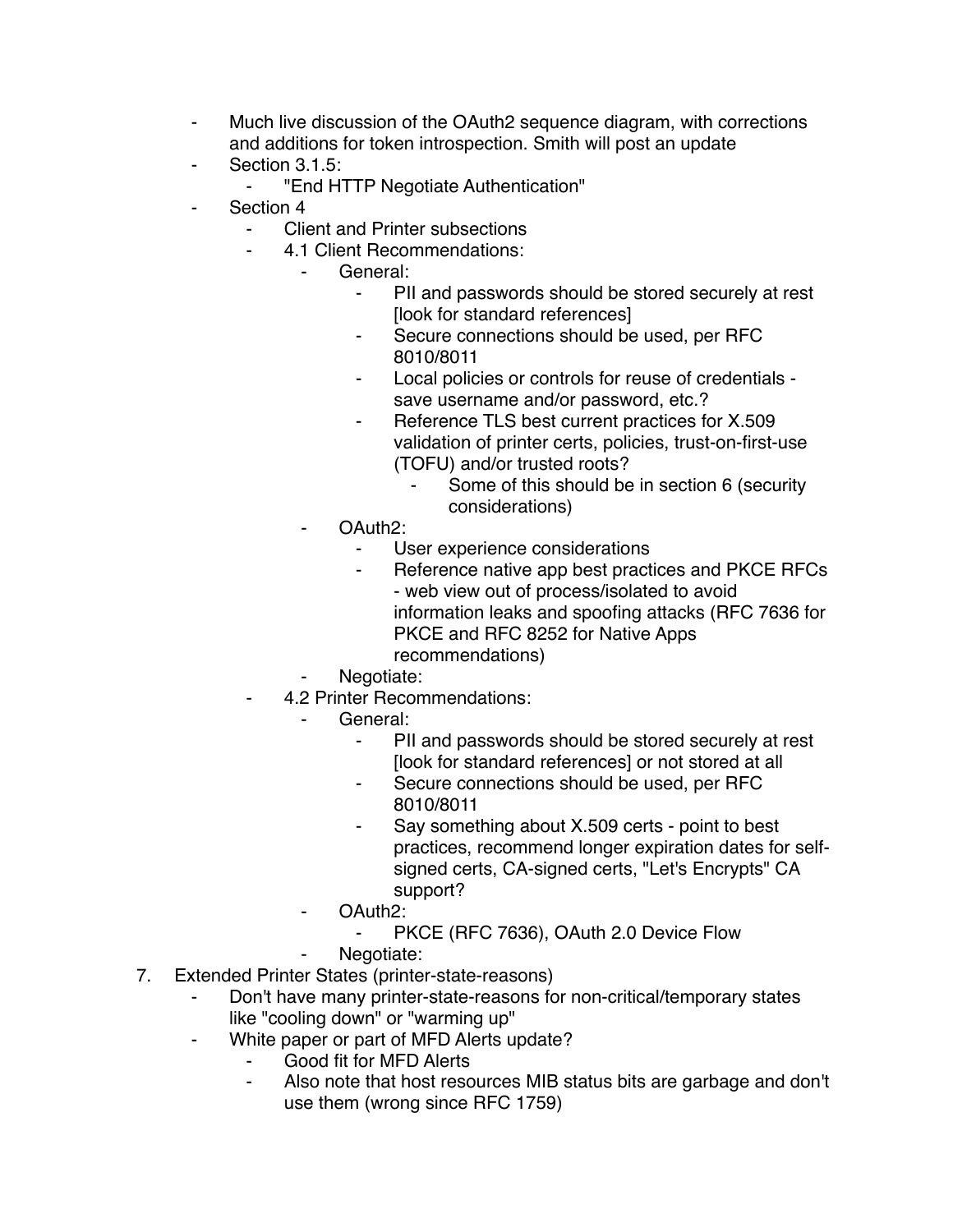- Much live discussion of the OAuth2 sequence diagram, with corrections and additions for token introspection. Smith will post an update
- Section 3.1.5:
    - "End HTTP Negotiate Authentication"
- Section 4
    - Client and Printer subsections
    - 4.1 Client Recommendations:
        - General:
            - PII and passwords should be stored securely at rest [look for standard references]
            - Secure connections should be used, per RFC 8010/8011
            - Local policies or controls for reuse of credentials - save username and/or password, etc.?
            - Reference TLS best current practices for X.509 validation of printer certs, policies, trust-on-first-use (TOFU) and/or trusted roots?
                - Some of this should be in section 6 (security considerations)
        - OAuth2:
            - User experience considerations
            - Reference native app best practices and PKCE RFCs - web view out of process/isolated to avoid information leaks and spoofing attacks (RFC 7636 for PKCE and RFC 8252 for Native Apps recommendations)
        - Negotiate:
    - 4.2 Printer Recommendations:
        - General:
            - PII and passwords should be stored securely at rest [look for standard references] or not stored at all
            - Secure connections should be used, per RFC 8010/8011
            - Say something about X.509 certs - point to best practices, recommend longer expiration dates for self-signed certs, CA-signed certs, "Let's Encrypts" CA support?
        - OAuth2:
            - PKCE (RFC 7636), OAuth 2.0 Device Flow
        - Negotiate:

7. Extended Printer States (printer-state-reasons)
    - Don't have many printer-state-reasons for non-critical/temporary states like "cooling down" or "warming up"
    - White paper or part of MFD Alerts update?
        - Good fit for MFD Alerts
        - Also note that host resources MIB status bits are garbage and don't use them (wrong since RFC 1759)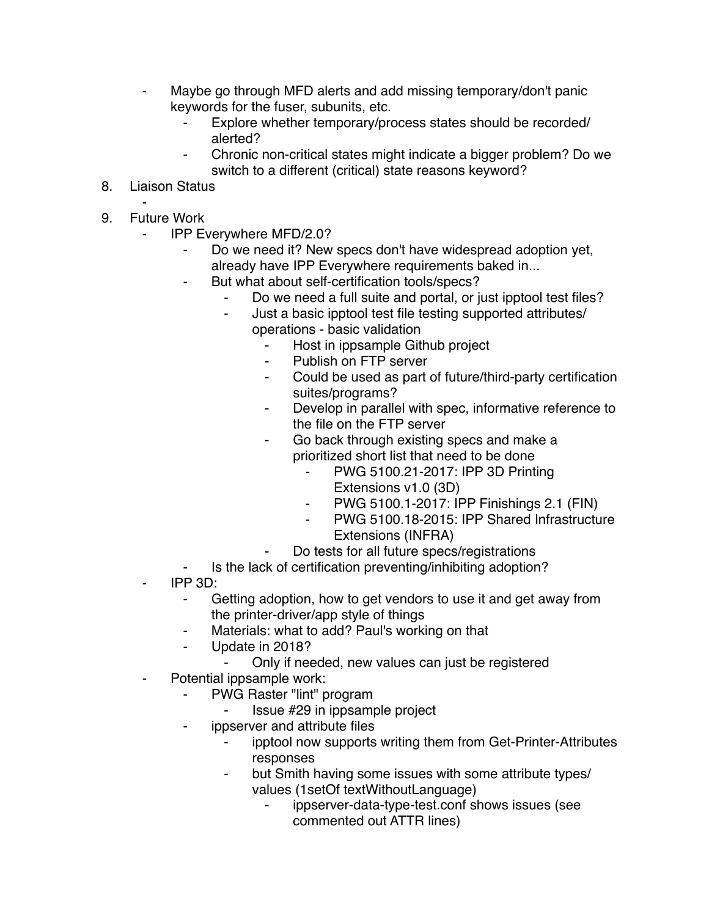- Maybe go through MFD alerts and add missing temporary/don't panic keywords for the fuser, subunits, etc.
    - Explore whether temporary/process states should be recorded/ alerted?
    - Chronic non-critical states might indicate a bigger problem? Do we switch to a different (critical) state reasons keyword?

8. Liaison Status
    -
9. Future Work
    - IPP Everywhere MFD/2.0?
        - Do we need it? New specs don't have widespread adoption yet, already have IPP Everywhere requirements baked in...
        - But what about self-certification tools/specs?
            - Do we need a full suite and portal, or just ipptool test files?
            - Just a basic ipptool test file testing supported attributes/ operations - basic validation
                - Host in ippsample Github project
                - Publish on FTP server
                - Could be used as part of future/third-party certification suites/programs?
                - Develop in parallel with spec, informative reference to the file on the FTP server
                - Go back through existing specs and make a prioritized short list that need to be done
                    - PWG 5100.21-2017: IPP 3D Printing Extensions v1.0 (3D)
                    - PWG 5100.1-2017: IPP Finishings 2.1 (FIN)
                    - PWG 5100.18-2015: IPP Shared Infrastructure Extensions (INFRA)
                - Do tests for all future specs/registrations
        - Is the lack of certification preventing/inhibiting adoption?
    - IPP 3D:
        - Getting adoption, how to get vendors to use it and get away from the printer-driver/app style of things
        - Materials: what to add? Paul's working on that
        - Update in 2018?
            - Only if needed, new values can just be registered
    - Potential ippsample work:
        - PWG Raster "lint" program
            - Issue #29 in ippsample project
        - ippserver and attribute files
            - ipptool now supports writing them from Get-Printer-Attributes responses
            - but Smith having some issues with some attribute types/ values (1setOf textWithoutLanguage)
                - ippserver-data-type-test.conf shows issues (see commented out ATTR lines)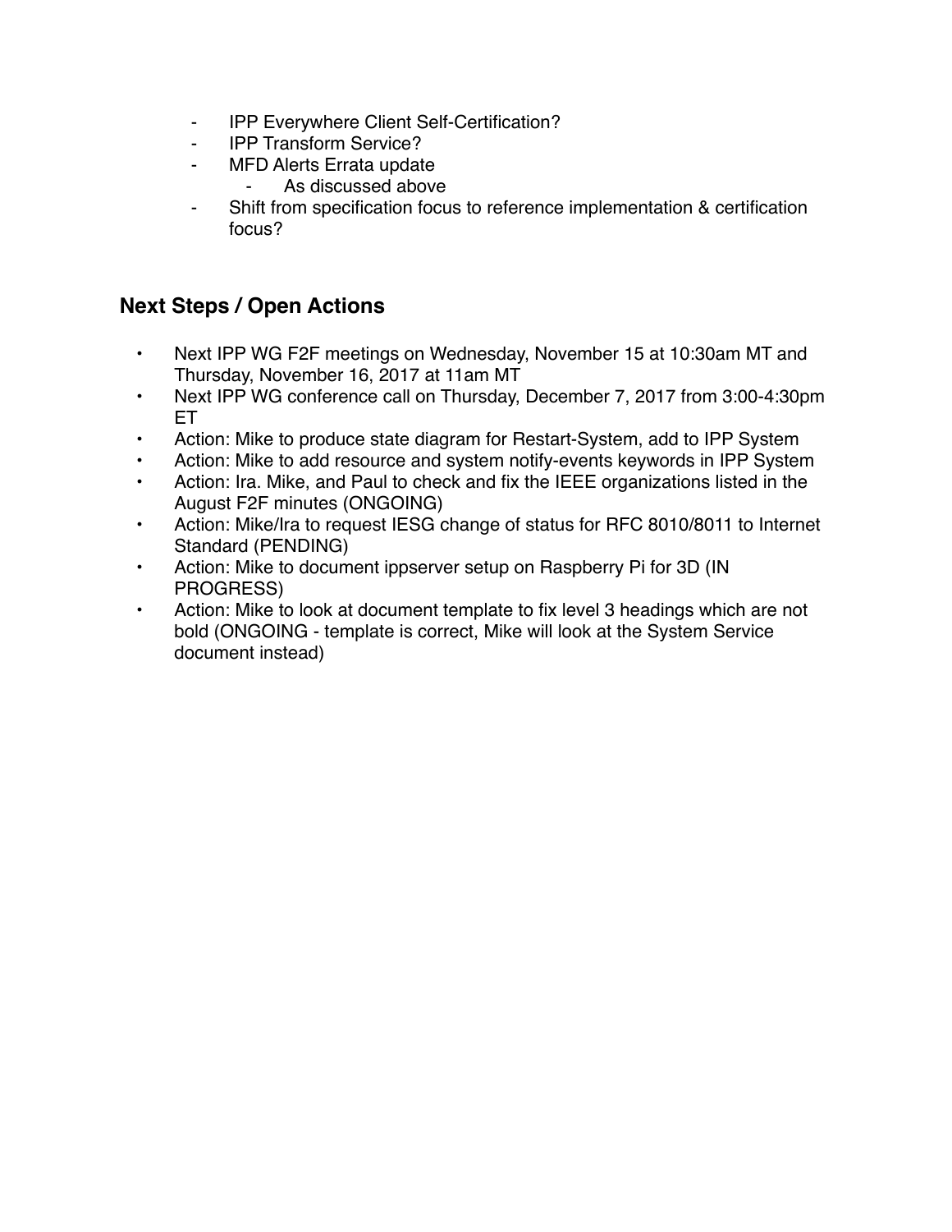- IPP Everywhere Client Self-Certification?
- IPP Transform Service?
- MFD Alerts Errata update
    - As discussed above
- Shift from specification focus to reference implementation & certification focus?

## Next Steps / Open Actions

- Next IPP WG F2F meetings on Wednesday, November 15 at 10:30am MT and Thursday, November 16, 2017 at 11am MT
- Next IPP WG conference call on Thursday, December 7, 2017 from 3:00-4:30pm ET
- Action: Mike to produce state diagram for Restart-System, add to IPP System
- Action: Mike to add resource and system notify-events keywords in IPP System
- Action: Ira. Mike, and Paul to check and fix the IEEE organizations listed in the August F2F minutes (ONGOING)
- Action: Mike/Ira to request IESG change of status for RFC 8010/8011 to Internet Standard (PENDING)
- Action: Mike to document ippserver setup on Raspberry Pi for 3D (IN PROGRESS)
- Action: Mike to look at document template to fix level 3 headings which are not bold (ONGOING - template is correct, Mike will look at the System Service document instead)